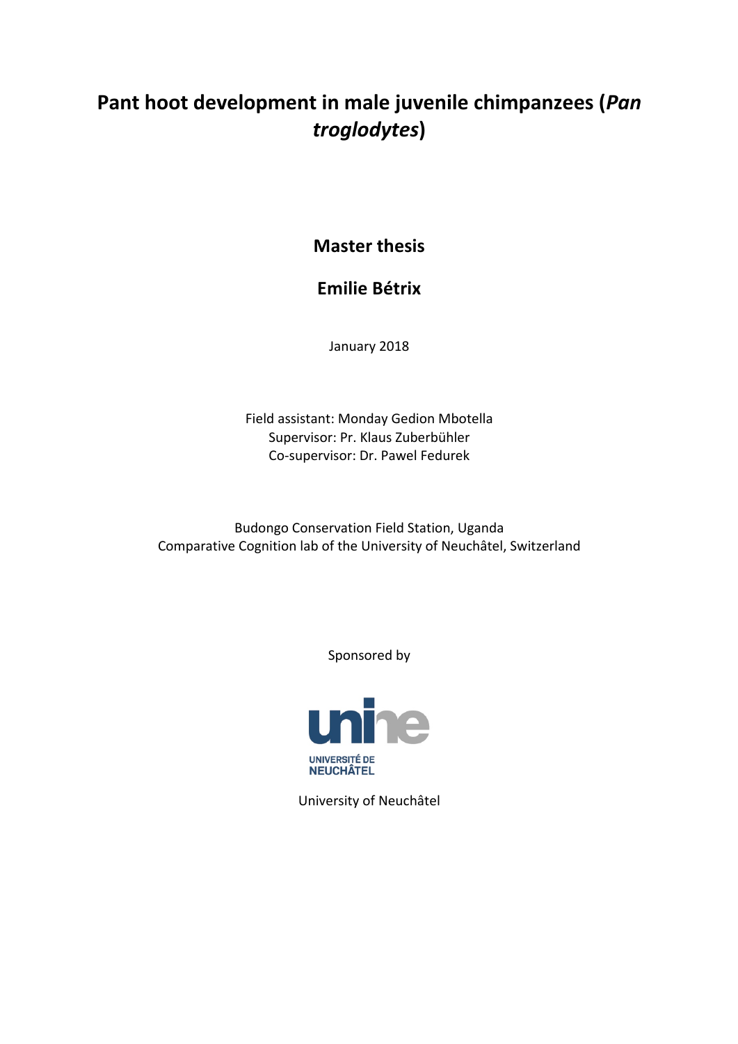# Pant hoot development in male juvenile chimpanzees (*Pan troglodytes*)

**Master thesis**

**Emilie Bétrix**

January 2018

Field assistant: Monday Gedion Mbotella
Supervisor: Pr. Klaus Zuberbühler
Co-supervisor: Dr. Pawel Fedurek

Budongo Conservation Field Station, Uganda
Comparative Cognition lab of the University of Neuchâtel, Switzerland

Sponsored by

UNIVERSITÉ DE NEUCHÂTEL

University of Neuchâtel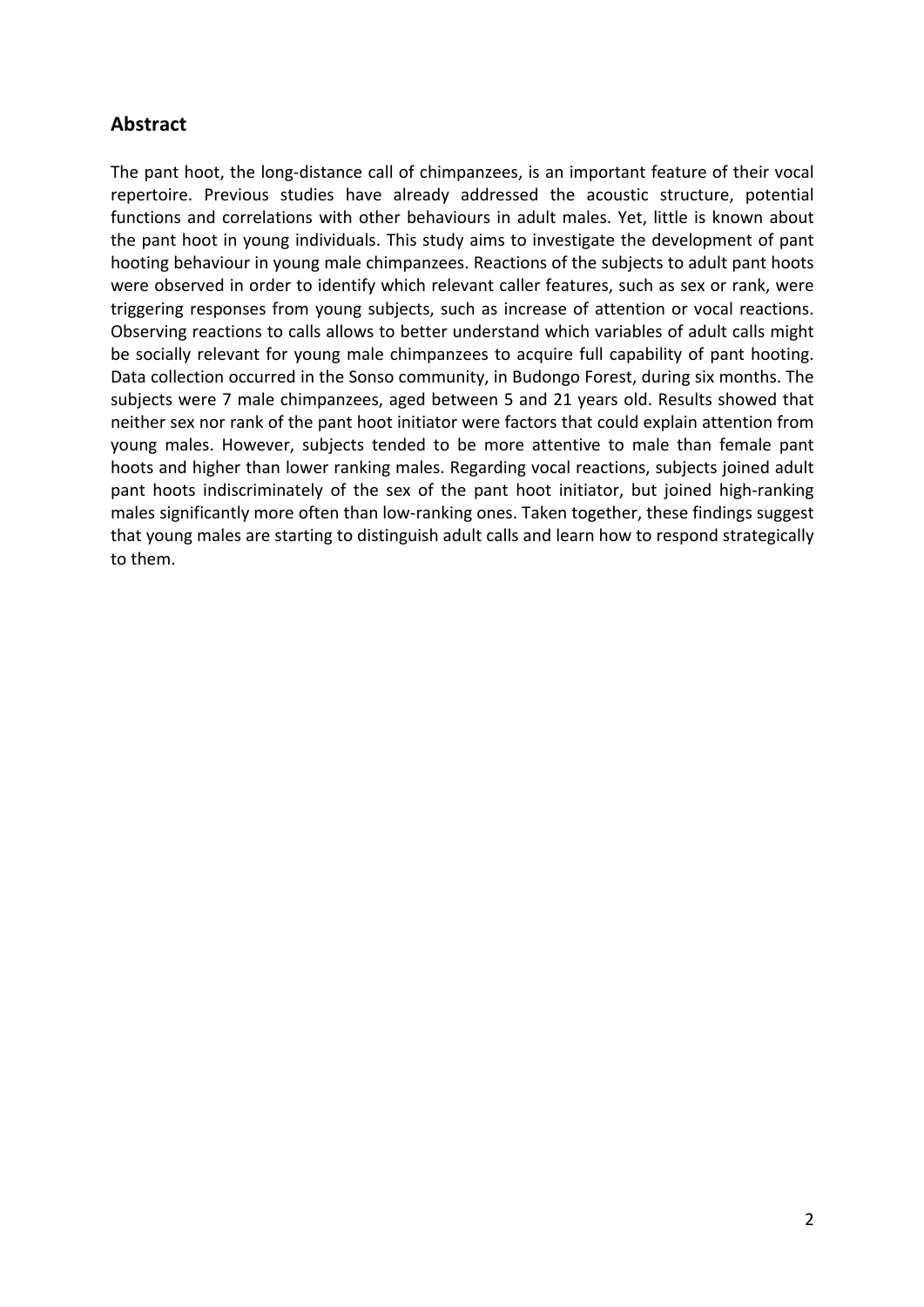## Abstract

The pant hoot, the long-distance call of chimpanzees, is an important feature of their vocal repertoire. Previous studies have already addressed the acoustic structure, potential functions and correlations with other behaviours in adult males. Yet, little is known about the pant hoot in young individuals. This study aims to investigate the development of pant hooting behaviour in young male chimpanzees. Reactions of the subjects to adult pant hoots were observed in order to identify which relevant caller features, such as sex or rank, were triggering responses from young subjects, such as increase of attention or vocal reactions. Observing reactions to calls allows to better understand which variables of adult calls might be socially relevant for young male chimpanzees to acquire full capability of pant hooting. Data collection occurred in the Sonso community, in Budongo Forest, during six months. The subjects were 7 male chimpanzees, aged between 5 and 21 years old. Results showed that neither sex nor rank of the pant hoot initiator were factors that could explain attention from young males. However, subjects tended to be more attentive to male than female pant hoots and higher than lower ranking males. Regarding vocal reactions, subjects joined adult pant hoots indiscriminately of the sex of the pant hoot initiator, but joined high-ranking males significantly more often than low-ranking ones. Taken together, these findings suggest that young males are starting to distinguish adult calls and learn how to respond strategically to them.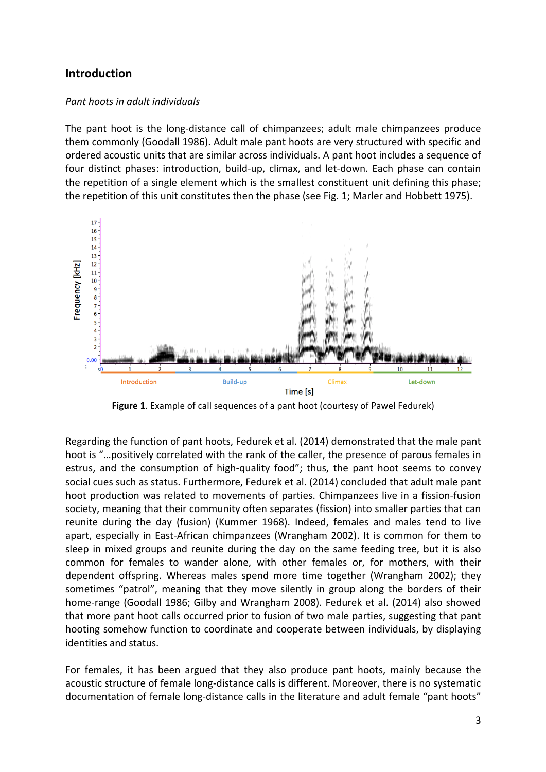## Introduction

*Pant hoots in adult individuals*

The pant hoot is the long-distance call of chimpanzees; adult male chimpanzees produce them commonly (Goodall 1986). Adult male pant hoots are very structured with specific and ordered acoustic units that are similar across individuals. A pant hoot includes a sequence of four distinct phases: introduction, build-up, climax, and let-down. Each phase can contain the repetition of a single element which is the smallest constituent unit defining this phase; the repetition of this unit constitutes then the phase (see Fig. 1; Marler and Hobbett 1975).

**Figure 1**. Example of call sequences of a pant hoot (courtesy of Pawel Fedurek)

Regarding the function of pant hoots, Fedurek et al. (2014) demonstrated that the male pant hoot is "…positively correlated with the rank of the caller, the presence of parous females in estrus, and the consumption of high-quality food"; thus, the pant hoot seems to convey social cues such as status. Furthermore, Fedurek et al. (2014) concluded that adult male pant hoot production was related to movements of parties. Chimpanzees live in a fission-fusion society, meaning that their community often separates (fission) into smaller parties that can reunite during the day (fusion) (Kummer 1968). Indeed, females and males tend to live apart, especially in East-African chimpanzees (Wrangham 2002). It is common for them to sleep in mixed groups and reunite during the day on the same feeding tree, but it is also common for females to wander alone, with other females or, for mothers, with their dependent offspring. Whereas males spend more time together (Wrangham 2002); they sometimes "patrol", meaning that they move silently in group along the borders of their home-range (Goodall 1986; Gilby and Wrangham 2008). Fedurek et al. (2014) also showed that more pant hoot calls occurred prior to fusion of two male parties, suggesting that pant hooting somehow function to coordinate and cooperate between individuals, by displaying identities and status.

For females, it has been argued that they also produce pant hoots, mainly because the acoustic structure of female long-distance calls is different. Moreover, there is no systematic documentation of female long-distance calls in the literature and adult female "pant hoots"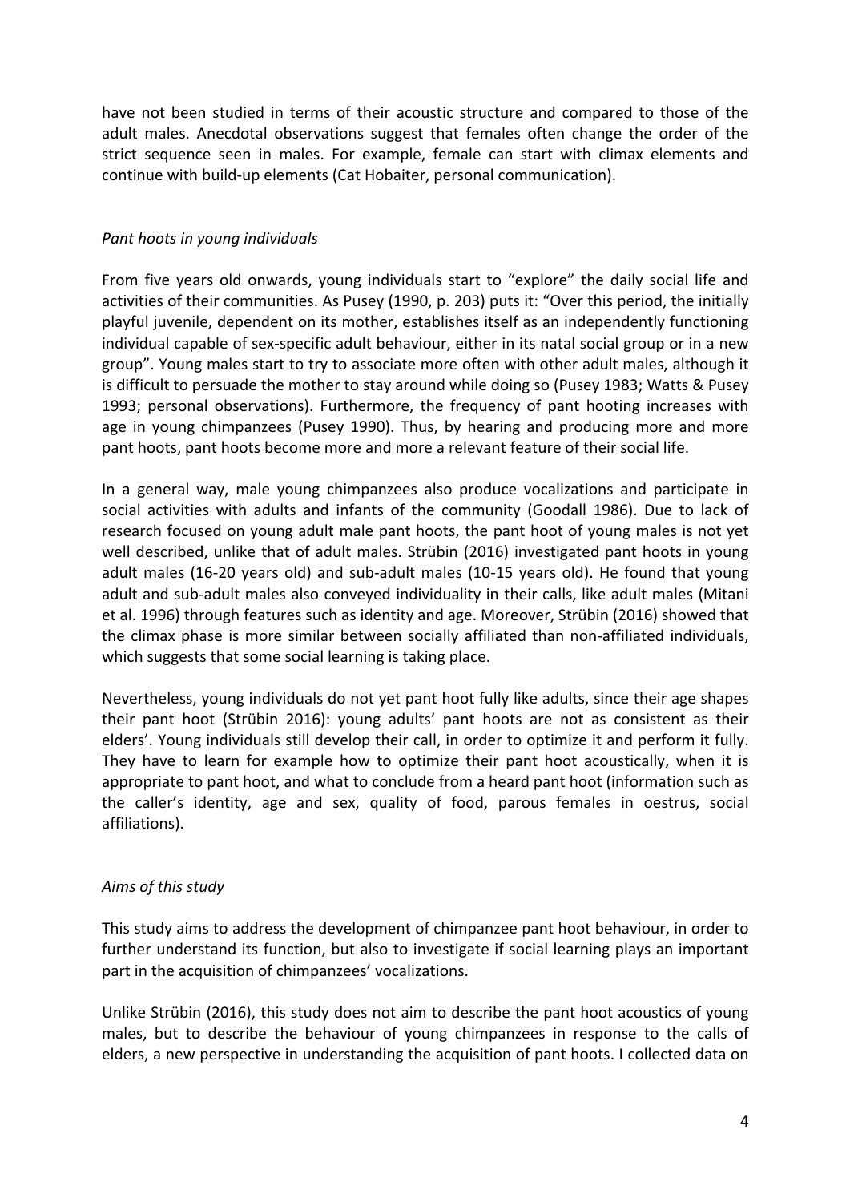have not been studied in terms of their acoustic structure and compared to those of the adult males. Anecdotal observations suggest that females often change the order of the strict sequence seen in males. For example, female can start with climax elements and continue with build-up elements (Cat Hobaiter, personal communication).

*Pant hoots in young individuals*

From five years old onwards, young individuals start to "explore" the daily social life and activities of their communities. As Pusey (1990, p. 203) puts it: "Over this period, the initially playful juvenile, dependent on its mother, establishes itself as an independently functioning individual capable of sex-specific adult behaviour, either in its natal social group or in a new group". Young males start to try to associate more often with other adult males, although it is difficult to persuade the mother to stay around while doing so (Pusey 1983; Watts & Pusey 1993; personal observations). Furthermore, the frequency of pant hooting increases with age in young chimpanzees (Pusey 1990). Thus, by hearing and producing more and more pant hoots, pant hoots become more and more a relevant feature of their social life.

In a general way, male young chimpanzees also produce vocalizations and participate in social activities with adults and infants of the community (Goodall 1986). Due to lack of research focused on young adult male pant hoots, the pant hoot of young males is not yet well described, unlike that of adult males. Strübin (2016) investigated pant hoots in young adult males (16-20 years old) and sub-adult males (10-15 years old). He found that young adult and sub-adult males also conveyed individuality in their calls, like adult males (Mitani et al. 1996) through features such as identity and age. Moreover, Strübin (2016) showed that the climax phase is more similar between socially affiliated than non-affiliated individuals, which suggests that some social learning is taking place.

Nevertheless, young individuals do not yet pant hoot fully like adults, since their age shapes their pant hoot (Strübin 2016): young adults' pant hoots are not as consistent as their elders'. Young individuals still develop their call, in order to optimize it and perform it fully. They have to learn for example how to optimize their pant hoot acoustically, when it is appropriate to pant hoot, and what to conclude from a heard pant hoot (information such as the caller's identity, age and sex, quality of food, parous females in oestrus, social affiliations).

*Aims of this study*

This study aims to address the development of chimpanzee pant hoot behaviour, in order to further understand its function, but also to investigate if social learning plays an important part in the acquisition of chimpanzees' vocalizations.

Unlike Strübin (2016), this study does not aim to describe the pant hoot acoustics of young males, but to describe the behaviour of young chimpanzees in response to the calls of elders, a new perspective in understanding the acquisition of pant hoots. I collected data on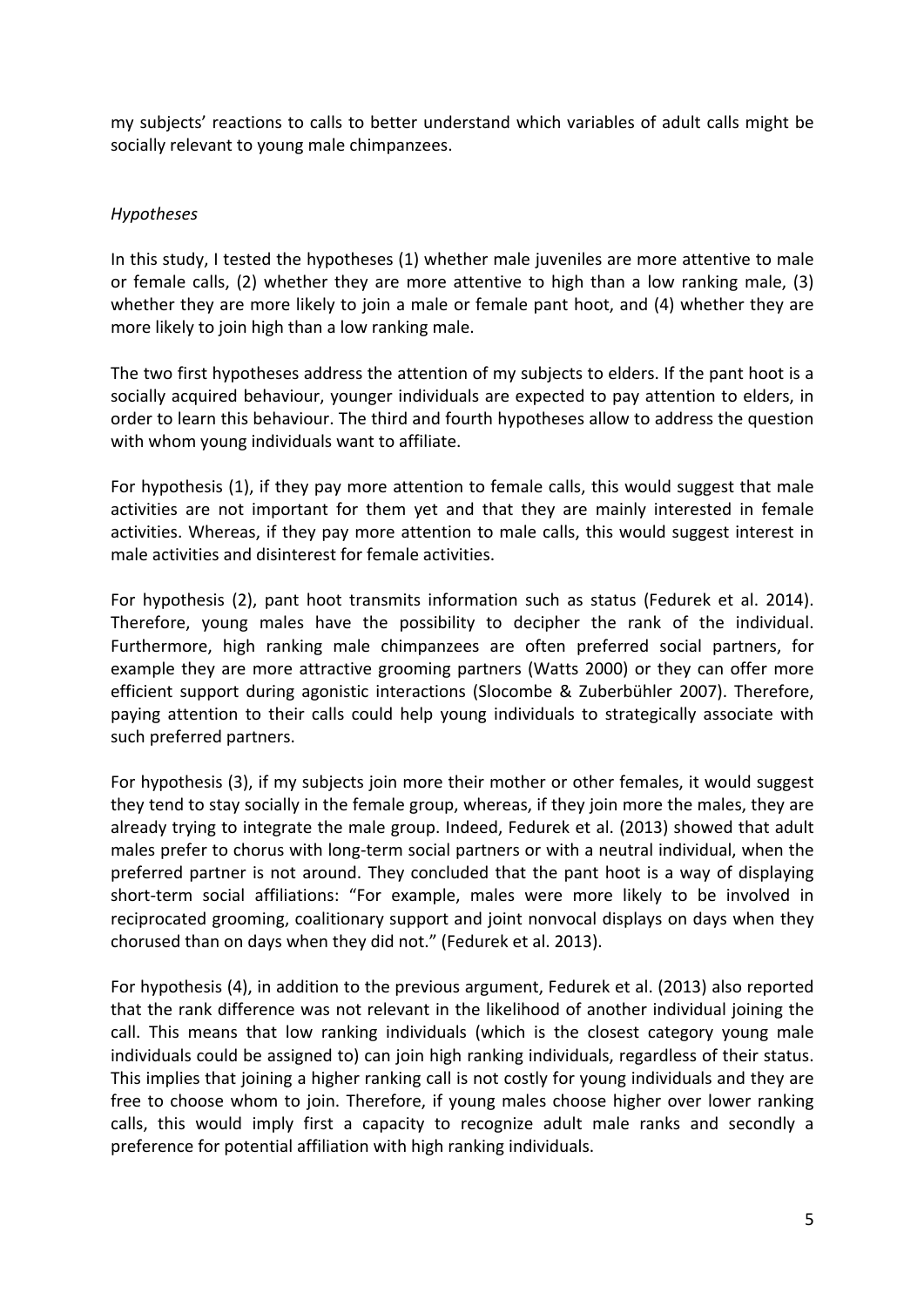my subjects' reactions to calls to better understand which variables of adult calls might be socially relevant to young male chimpanzees.

*Hypotheses*

In this study, I tested the hypotheses (1) whether male juveniles are more attentive to male or female calls, (2) whether they are more attentive to high than a low ranking male, (3) whether they are more likely to join a male or female pant hoot, and (4) whether they are more likely to join high than a low ranking male.

The two first hypotheses address the attention of my subjects to elders. If the pant hoot is a socially acquired behaviour, younger individuals are expected to pay attention to elders, in order to learn this behaviour. The third and fourth hypotheses allow to address the question with whom young individuals want to affiliate.

For hypothesis (1), if they pay more attention to female calls, this would suggest that male activities are not important for them yet and that they are mainly interested in female activities. Whereas, if they pay more attention to male calls, this would suggest interest in male activities and disinterest for female activities.

For hypothesis (2), pant hoot transmits information such as status (Fedurek et al. 2014). Therefore, young males have the possibility to decipher the rank of the individual. Furthermore, high ranking male chimpanzees are often preferred social partners, for example they are more attractive grooming partners (Watts 2000) or they can offer more efficient support during agonistic interactions (Slocombe & Zuberbühler 2007). Therefore, paying attention to their calls could help young individuals to strategically associate with such preferred partners.

For hypothesis (3), if my subjects join more their mother or other females, it would suggest they tend to stay socially in the female group, whereas, if they join more the males, they are already trying to integrate the male group. Indeed, Fedurek et al. (2013) showed that adult males prefer to chorus with long-term social partners or with a neutral individual, when the preferred partner is not around. They concluded that the pant hoot is a way of displaying short-term social affiliations: "For example, males were more likely to be involved in reciprocated grooming, coalitionary support and joint nonvocal displays on days when they chorused than on days when they did not." (Fedurek et al. 2013).

For hypothesis (4), in addition to the previous argument, Fedurek et al. (2013) also reported that the rank difference was not relevant in the likelihood of another individual joining the call. This means that low ranking individuals (which is the closest category young male individuals could be assigned to) can join high ranking individuals, regardless of their status. This implies that joining a higher ranking call is not costly for young individuals and they are free to choose whom to join. Therefore, if young males choose higher over lower ranking calls, this would imply first a capacity to recognize adult male ranks and secondly a preference for potential affiliation with high ranking individuals.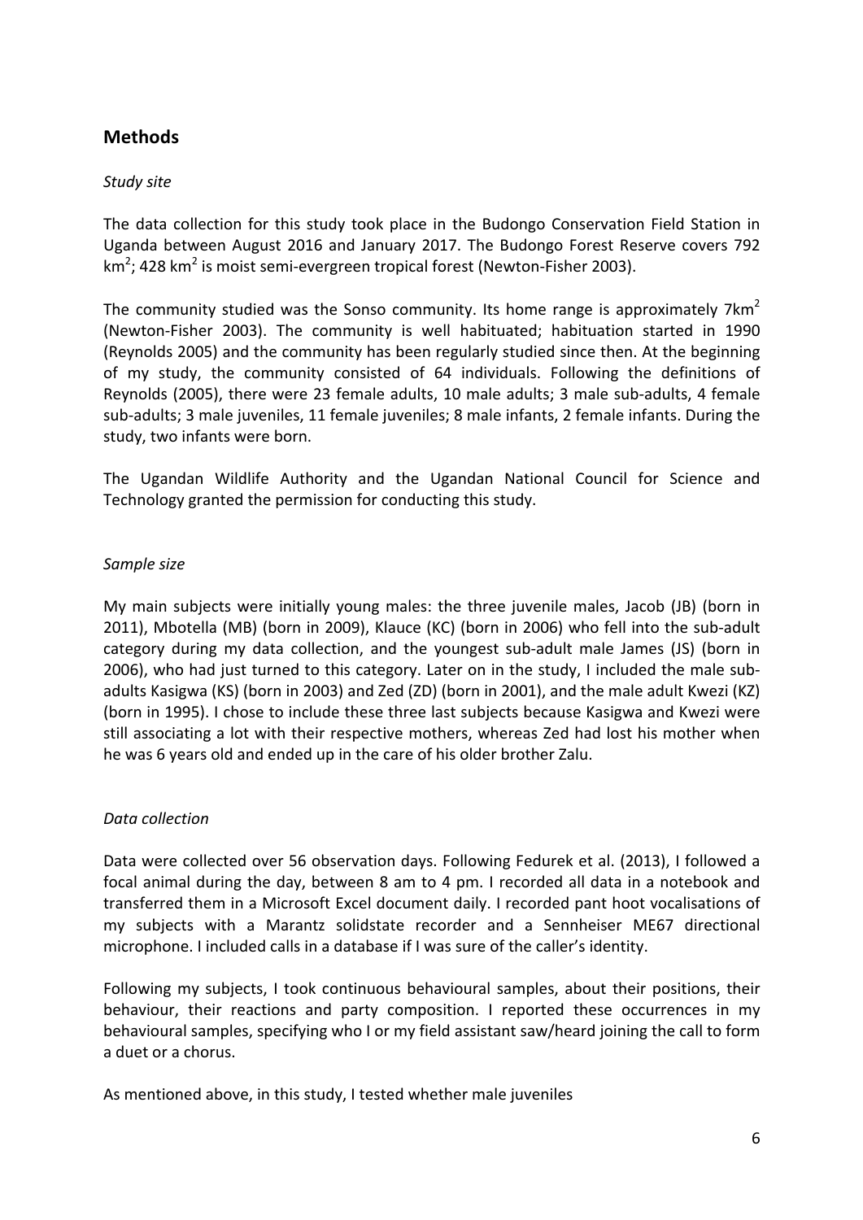## Methods

*Study site*

The data collection for this study took place in the Budongo Conservation Field Station in Uganda between August 2016 and January 2017. The Budongo Forest Reserve covers 792 $km^2$; 428 $km^2$ is moist semi-evergreen tropical forest (Newton-Fisher 2003).

The community studied was the Sonso community. Its home range is approximately 7$km^2$ (Newton-Fisher 2003). The community is well habituated; habituation started in 1990 (Reynolds 2005) and the community has been regularly studied since then. At the beginning of my study, the community consisted of 64 individuals. Following the definitions of Reynolds (2005), there were 23 female adults, 10 male adults; 3 male sub-adults, 4 female sub-adults; 3 male juveniles, 11 female juveniles; 8 male infants, 2 female infants. During the study, two infants were born.

The Ugandan Wildlife Authority and the Ugandan National Council for Science and Technology granted the permission for conducting this study.

*Sample size*

My main subjects were initially young males: the three juvenile males, Jacob (JB) (born in 2011), Mbotella (MB) (born in 2009), Klauce (KC) (born in 2006) who fell into the sub-adult category during my data collection, and the youngest sub-adult male James (JS) (born in 2006), who had just turned to this category. Later on in the study, I included the male sub-adults Kasigwa (KS) (born in 2003) and Zed (ZD) (born in 2001), and the male adult Kwezi (KZ) (born in 1995). I chose to include these three last subjects because Kasigwa and Kwezi were still associating a lot with their respective mothers, whereas Zed had lost his mother when he was 6 years old and ended up in the care of his older brother Zalu.

*Data collection*

Data were collected over 56 observation days. Following Fedurek et al. (2013), I followed a focal animal during the day, between 8 am to 4 pm. I recorded all data in a notebook and transferred them in a Microsoft Excel document daily. I recorded pant hoot vocalisations of my subjects with a Marantz solidstate recorder and a Sennheiser ME67 directional microphone. I included calls in a database if I was sure of the caller's identity.

Following my subjects, I took continuous behavioural samples, about their positions, their behaviour, their reactions and party composition. I reported these occurrences in my behavioural samples, specifying who I or my field assistant saw/heard joining the call to form a duet or a chorus.

As mentioned above, in this study, I tested whether male juveniles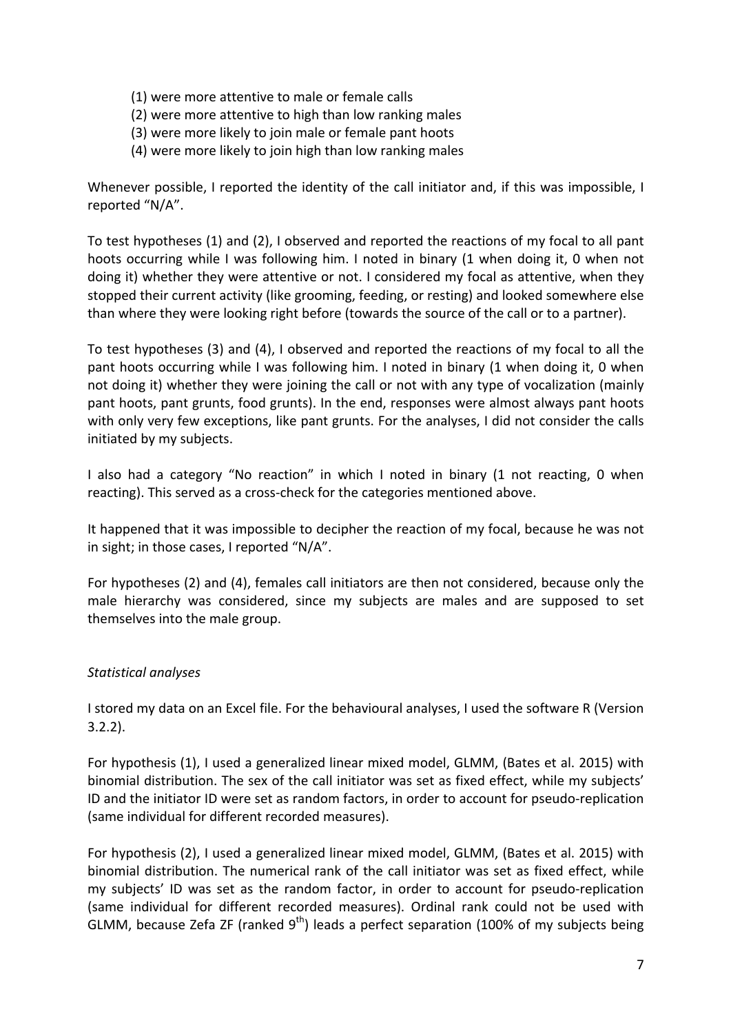(1) were more attentive to male or female calls
(2) were more attentive to high than low ranking males
(3) were more likely to join male or female pant hoots
(4) were more likely to join high than low ranking males

Whenever possible, I reported the identity of the call initiator and, if this was impossible, I reported "N/A".

To test hypotheses (1) and (2), I observed and reported the reactions of my focal to all pant hoots occurring while I was following him. I noted in binary (1 when doing it, 0 when not doing it) whether they were attentive or not. I considered my focal as attentive, when they stopped their current activity (like grooming, feeding, or resting) and looked somewhere else than where they were looking right before (towards the source of the call or to a partner).

To test hypotheses (3) and (4), I observed and reported the reactions of my focal to all the pant hoots occurring while I was following him. I noted in binary (1 when doing it, 0 when not doing it) whether they were joining the call or not with any type of vocalization (mainly pant hoots, pant grunts, food grunts). In the end, responses were almost always pant hoots with only very few exceptions, like pant grunts. For the analyses, I did not consider the calls initiated by my subjects.

I also had a category "No reaction" in which I noted in binary (1 not reacting, 0 when reacting). This served as a cross-check for the categories mentioned above.

It happened that it was impossible to decipher the reaction of my focal, because he was not in sight; in those cases, I reported "N/A".

For hypotheses (2) and (4), females call initiators are then not considered, because only the male hierarchy was considered, since my subjects are males and are supposed to set themselves into the male group.

*Statistical analyses*

I stored my data on an Excel file. For the behavioural analyses, I used the software R (Version 3.2.2).

For hypothesis (1), I used a generalized linear mixed model, GLMM, (Bates et al. 2015) with binomial distribution. The sex of the call initiator was set as fixed effect, while my subjects' ID and the initiator ID were set as random factors, in order to account for pseudo-replication (same individual for different recorded measures).

For hypothesis (2), I used a generalized linear mixed model, GLMM, (Bates et al. 2015) with binomial distribution. The numerical rank of the call initiator was set as fixed effect, while my subjects' ID was set as the random factor, in order to account for pseudo-replication (same individual for different recorded measures). Ordinal rank could not be used with GLMM, because Zefa ZF (ranked 9$^{th}$) leads a perfect separation (100% of my subjects being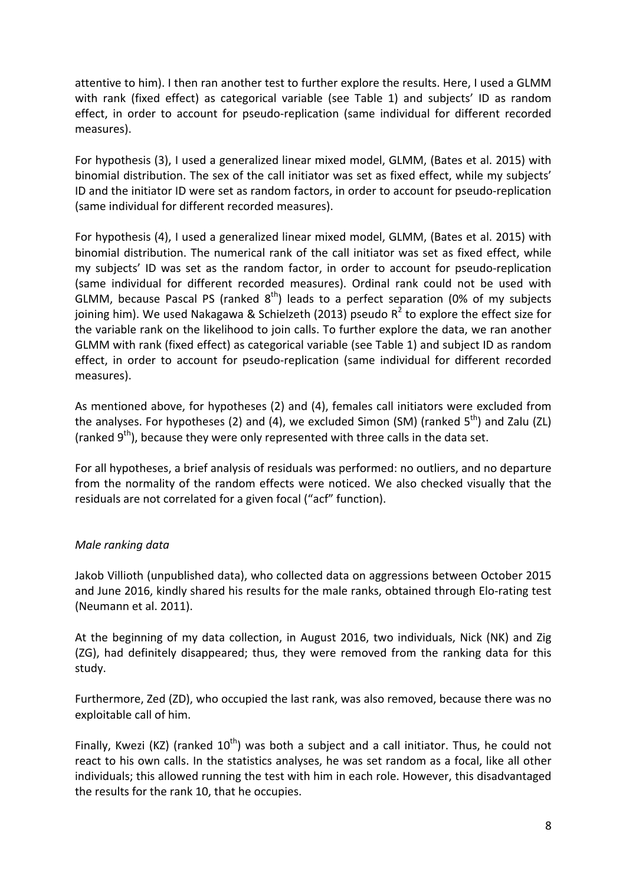attentive to him). I then ran another test to further explore the results. Here, I used a GLMM with rank (fixed effect) as categorical variable (see Table 1) and subjects' ID as random effect, in order to account for pseudo-replication (same individual for different recorded measures).

For hypothesis (3), I used a generalized linear mixed model, GLMM, (Bates et al. 2015) with binomial distribution. The sex of the call initiator was set as fixed effect, while my subjects' ID and the initiator ID were set as random factors, in order to account for pseudo-replication (same individual for different recorded measures).

For hypothesis (4), I used a generalized linear mixed model, GLMM, (Bates et al. 2015) with binomial distribution. The numerical rank of the call initiator was set as fixed effect, while my subjects' ID was set as the random factor, in order to account for pseudo-replication (same individual for different recorded measures). Ordinal rank could not be used with GLMM, because Pascal PS (ranked 8$^{th}$) leads to a perfect separation (0% of my subjects joining him). We used Nakagawa & Schielzeth (2013) pseudo $R^2$ to explore the effect size for the variable rank on the likelihood to join calls. To further explore the data, we ran another GLMM with rank (fixed effect) as categorical variable (see Table 1) and subject ID as random effect, in order to account for pseudo-replication (same individual for different recorded measures).

As mentioned above, for hypotheses (2) and (4), females call initiators were excluded from the analyses. For hypotheses (2) and (4), we excluded Simon (SM) (ranked 5$^{th}$) and Zalu (ZL) (ranked 9$^{th}$), because they were only represented with three calls in the data set.

For all hypotheses, a brief analysis of residuals was performed: no outliers, and no departure from the normality of the random effects were noticed. We also checked visually that the residuals are not correlated for a given focal ("acf" function).

*Male ranking data*

Jakob Villioth (unpublished data), who collected data on aggressions between October 2015 and June 2016, kindly shared his results for the male ranks, obtained through Elo-rating test (Neumann et al. 2011).

At the beginning of my data collection, in August 2016, two individuals, Nick (NK) and Zig (ZG), had definitely disappeared; thus, they were removed from the ranking data for this study.

Furthermore, Zed (ZD), who occupied the last rank, was also removed, because there was no exploitable call of him.

Finally, Kwezi (KZ) (ranked 10$^{th}$) was both a subject and a call initiator. Thus, he could not react to his own calls. In the statistics analyses, he was set random as a focal, like all other individuals; this allowed running the test with him in each role. However, this disadvantaged the results for the rank 10, that he occupies.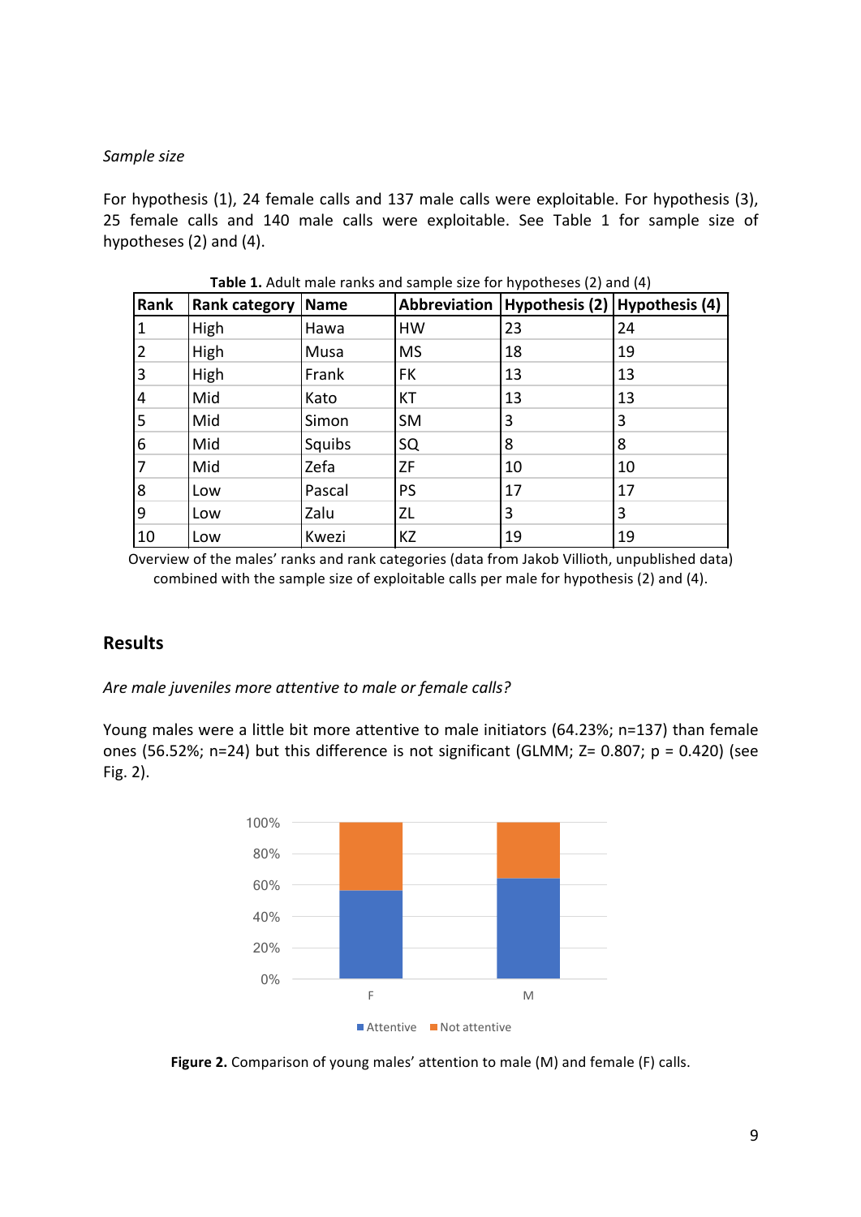*Sample size*

For hypothesis (1), 24 female calls and 137 male calls were exploitable. For hypothesis (3), 25 female calls and 140 male calls were exploitable. See Table 1 for sample size of hypotheses (2) and (4).

**Table 1.** Adult male ranks and sample size for hypotheses (2) and (4)

| Rank | Rank category | Name | Abbreviation | Hypothesis (2) | Hypothesis (4) |
|---|---|---|---|---|---|
| 1 | High | Hawa | HW | 23 | 24 |
| 2 | High | Musa | MS | 18 | 19 |
| 3 | High | Frank | FK | 13 | 13 |
| 4 | Mid | Kato | KT | 13 | 13 |
| 5 | Mid | Simon | SM | 3 | 3 |
| 6 | Mid | Squibs | SQ | 8 | 8 |
| 7 | Mid | Zefa | ZF | 10 | 10 |
| 8 | Low | Pascal | PS | 17 | 17 |
| 9 | Low | Zalu | ZL | 3 | 3 |
| 10 | Low | Kwezi | KZ | 19 | 19 |

Overview of the males' ranks and rank categories (data from Jakob Villioth, unpublished data) combined with the sample size of exploitable calls per male for hypothesis (2) and (4).

## Results

*Are male juveniles more attentive to male or female calls?*

Young males were a little bit more attentive to male initiators (64.23%; n=137) than female ones (56.52%; n=24) but this difference is not significant (GLMM; Z= 0.807; p = 0.420) (see Fig. 2).

**Figure 2.** Comparison of young males' attention to male (M) and female (F) calls.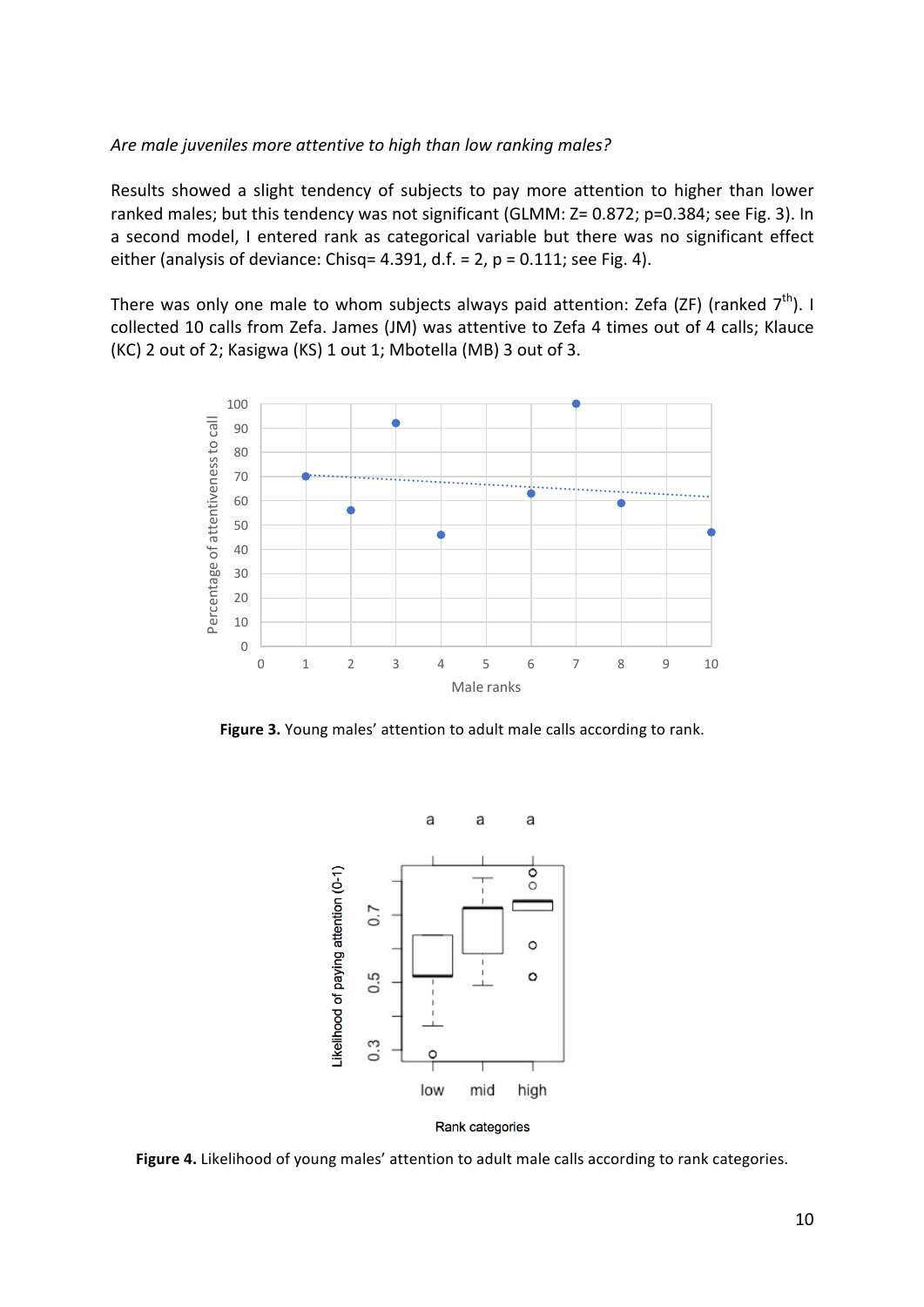*Are male juveniles more attentive to high than low ranking males?*

Results showed a slight tendency of subjects to pay more attention to higher than lower ranked males; but this tendency was not significant (GLMM: Z= 0.872; p=0.384; see Fig. 3). In a second model, I entered rank as categorical variable but there was no significant effect either (analysis of deviance: Chisq= 4.391, d.f. = 2, p = 0.111; see Fig. 4).

There was only one male to whom subjects always paid attention: Zefa (ZF) (ranked 7th). I collected 10 calls from Zefa. James (JM) was attentive to Zefa 4 times out of 4 calls; Klauce (KC) 2 out of 2; Kasigwa (KS) 1 out 1; Mbotella (MB) 3 out of 3.

**Figure 3.** Young males' attention to adult male calls according to rank.

**Figure 4.** Likelihood of young males' attention to adult male calls according to rank categories.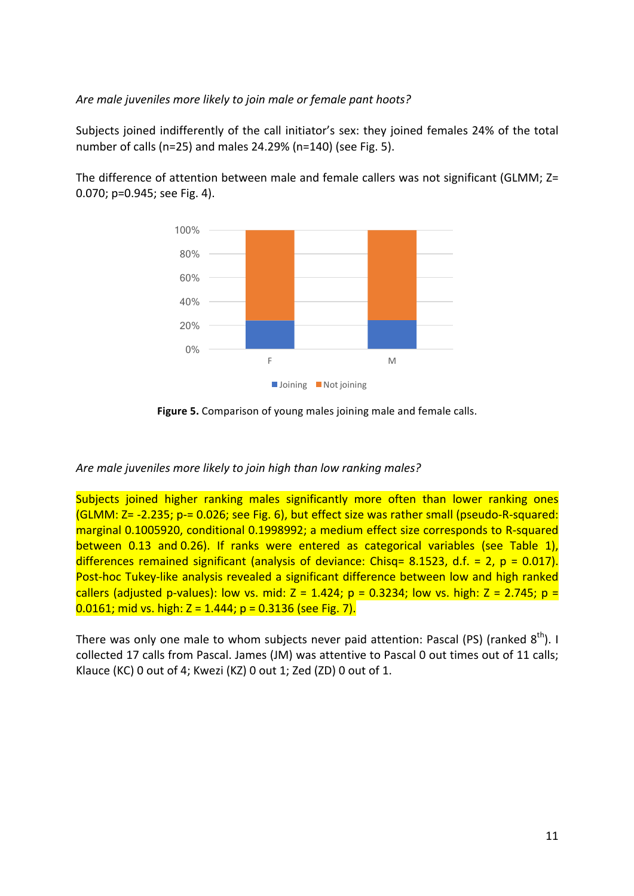*Are male juveniles more likely to join male or female pant hoots?*

Subjects joined indifferently of the call initiator's sex: they joined females 24% of the total number of calls (n=25) and males 24.29% (n=140) (see Fig. 5).

The difference of attention between male and female callers was not significant (GLMM; Z= 0.070; p=0.945; see Fig. 4).

**Figure 5.** Comparison of young males joining male and female calls.

*Are male juveniles more likely to join high than low ranking males?*

Subjects joined higher ranking males significantly more often than lower ranking ones (GLMM: Z= -2.235; p-= 0.026; see Fig. 6), but effect size was rather small (pseudo-R-squared: marginal 0.1005920, conditional 0.1998992; a medium effect size corresponds to R-squared between 0.13 and 0.26). If ranks were entered as categorical variables (see Table 1), differences remained significant (analysis of deviance: Chisq= 8.1523, d.f. = 2, p = 0.017). Post-hoc Tukey-like analysis revealed a significant difference between low and high ranked callers (adjusted p-values): low vs. mid: Z = 1.424; p = 0.3234; low vs. high: Z = 2.745; p = 0.0161; mid vs. high: Z = 1.444; p = 0.3136 (see Fig. 7).

There was only one male to whom subjects never paid attention: Pascal (PS) (ranked 8$^{th}$). I collected 17 calls from Pascal. James (JM) was attentive to Pascal 0 out times out of 11 calls; Klauce (KC) 0 out of 4; Kwezi (KZ) 0 out 1; Zed (ZD) 0 out of 1.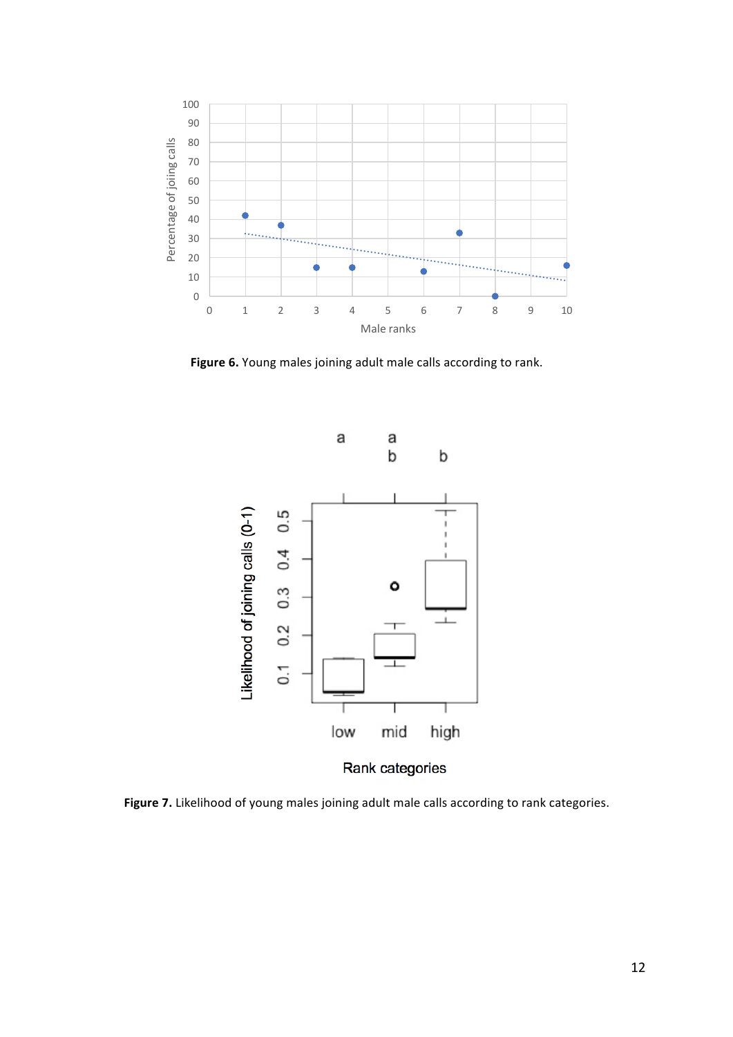**Figure 6.** Young males joining adult male calls according to rank.

**Figure 7.** Likelihood of young males joining adult male calls according to rank categories.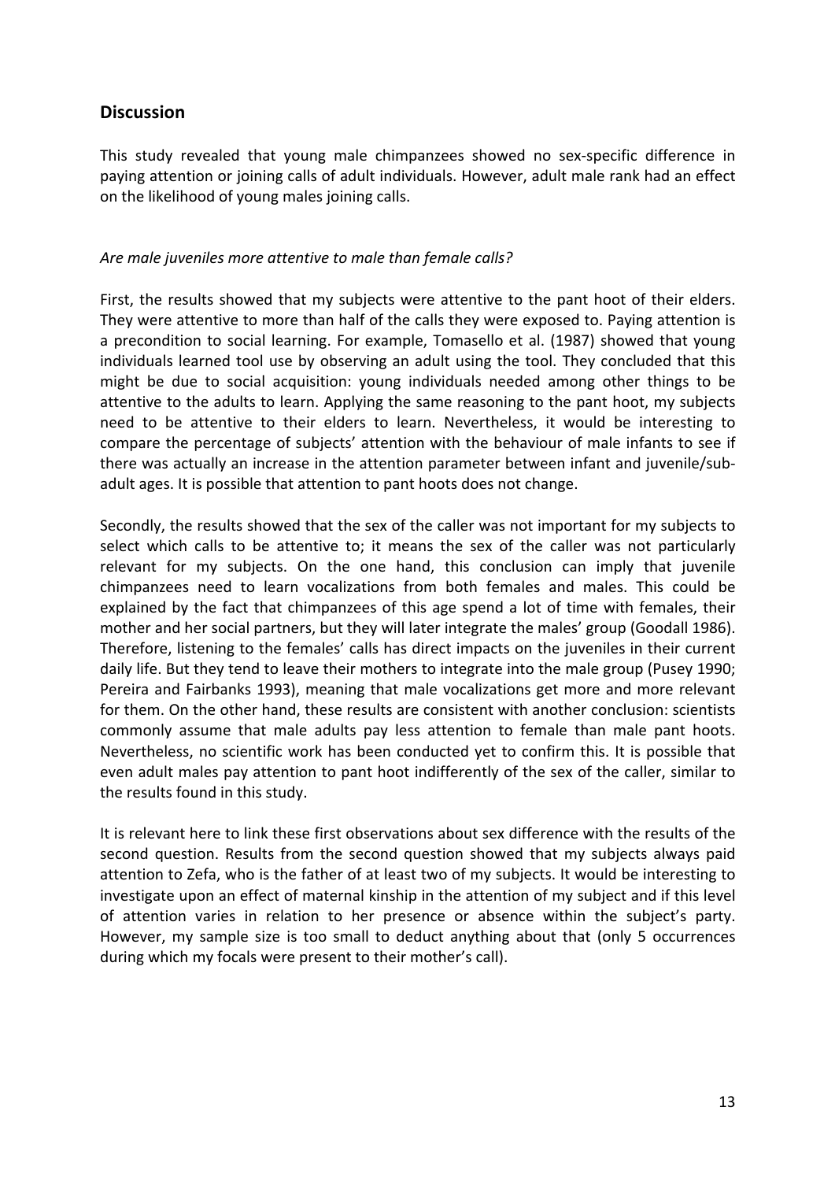## Discussion

This study revealed that young male chimpanzees showed no sex-specific difference in paying attention or joining calls of adult individuals. However, adult male rank had an effect on the likelihood of young males joining calls.

*Are male juveniles more attentive to male than female calls?*

First, the results showed that my subjects were attentive to the pant hoot of their elders. They were attentive to more than half of the calls they were exposed to. Paying attention is a precondition to social learning. For example, Tomasello et al. (1987) showed that young individuals learned tool use by observing an adult using the tool. They concluded that this might be due to social acquisition: young individuals needed among other things to be attentive to the adults to learn. Applying the same reasoning to the pant hoot, my subjects need to be attentive to their elders to learn. Nevertheless, it would be interesting to compare the percentage of subjects' attention with the behaviour of male infants to see if there was actually an increase in the attention parameter between infant and juvenile/sub-adult ages. It is possible that attention to pant hoots does not change.

Secondly, the results showed that the sex of the caller was not important for my subjects to select which calls to be attentive to; it means the sex of the caller was not particularly relevant for my subjects. On the one hand, this conclusion can imply that juvenile chimpanzees need to learn vocalizations from both females and males. This could be explained by the fact that chimpanzees of this age spend a lot of time with females, their mother and her social partners, but they will later integrate the males' group (Goodall 1986). Therefore, listening to the females' calls has direct impacts on the juveniles in their current daily life. But they tend to leave their mothers to integrate into the male group (Pusey 1990; Pereira and Fairbanks 1993), meaning that male vocalizations get more and more relevant for them. On the other hand, these results are consistent with another conclusion: scientists commonly assume that male adults pay less attention to female than male pant hoots. Nevertheless, no scientific work has been conducted yet to confirm this. It is possible that even adult males pay attention to pant hoot indifferently of the sex of the caller, similar to the results found in this study.

It is relevant here to link these first observations about sex difference with the results of the second question. Results from the second question showed that my subjects always paid attention to Zefa, who is the father of at least two of my subjects. It would be interesting to investigate upon an effect of maternal kinship in the attention of my subject and if this level of attention varies in relation to her presence or absence within the subject's party. However, my sample size is too small to deduct anything about that (only 5 occurrences during which my focals were present to their mother's call).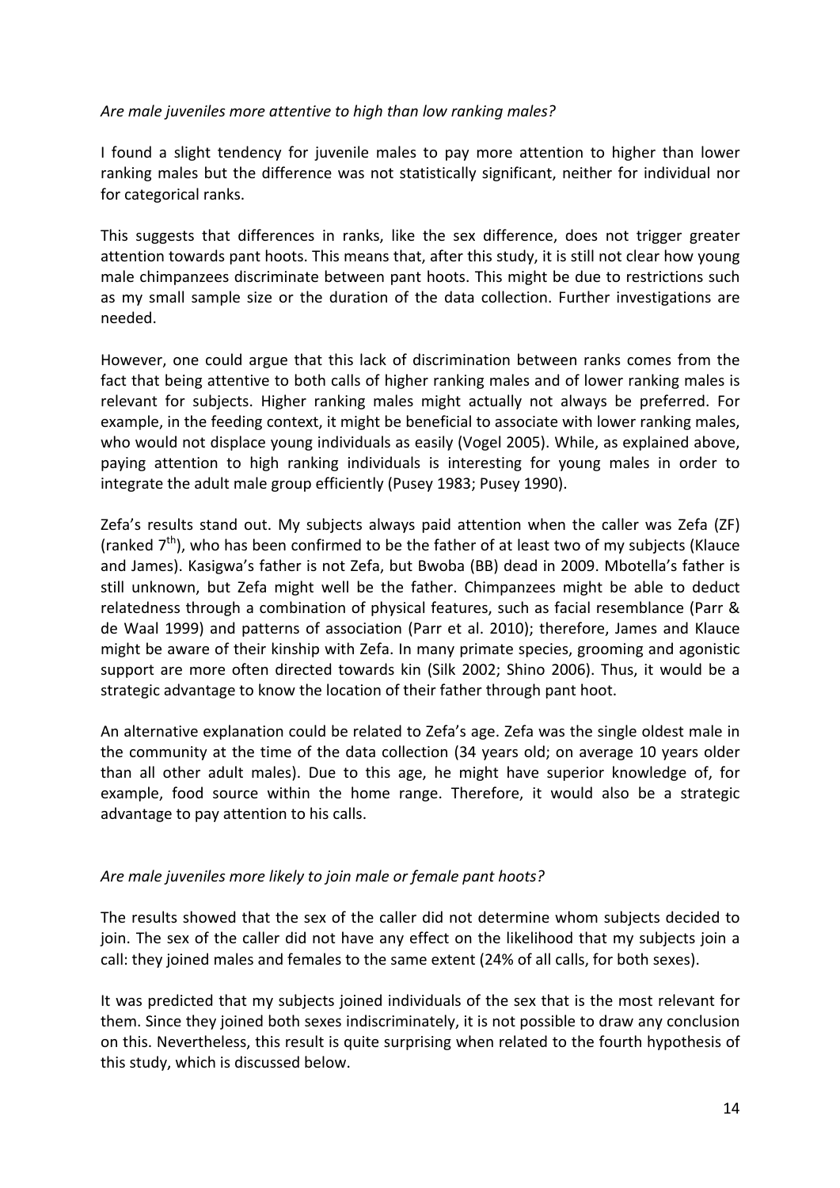*Are male juveniles more attentive to high than low ranking males?*

I found a slight tendency for juvenile males to pay more attention to higher than lower ranking males but the difference was not statistically significant, neither for individual nor for categorical ranks.

This suggests that differences in ranks, like the sex difference, does not trigger greater attention towards pant hoots. This means that, after this study, it is still not clear how young male chimpanzees discriminate between pant hoots. This might be due to restrictions such as my small sample size or the duration of the data collection. Further investigations are needed.

However, one could argue that this lack of discrimination between ranks comes from the fact that being attentive to both calls of higher ranking males and of lower ranking males is relevant for subjects. Higher ranking males might actually not always be preferred. For example, in the feeding context, it might be beneficial to associate with lower ranking males, who would not displace young individuals as easily (Vogel 2005). While, as explained above, paying attention to high ranking individuals is interesting for young males in order to integrate the adult male group efficiently (Pusey 1983; Pusey 1990).

Zefa's results stand out. My subjects always paid attention when the caller was Zefa (ZF) (ranked 7th), who has been confirmed to be the father of at least two of my subjects (Klauce and James). Kasigwa's father is not Zefa, but Bwoba (BB) dead in 2009. Mbotella's father is still unknown, but Zefa might well be the father. Chimpanzees might be able to deduct relatedness through a combination of physical features, such as facial resemblance (Parr & de Waal 1999) and patterns of association (Parr et al. 2010); therefore, James and Klauce might be aware of their kinship with Zefa. In many primate species, grooming and agonistic support are more often directed towards kin (Silk 2002; Shino 2006). Thus, it would be a strategic advantage to know the location of their father through pant hoot.

An alternative explanation could be related to Zefa's age. Zefa was the single oldest male in the community at the time of the data collection (34 years old; on average 10 years older than all other adult males). Due to this age, he might have superior knowledge of, for example, food source within the home range. Therefore, it would also be a strategic advantage to pay attention to his calls.

*Are male juveniles more likely to join male or female pant hoots?*

The results showed that the sex of the caller did not determine whom subjects decided to join. The sex of the caller did not have any effect on the likelihood that my subjects join a call: they joined males and females to the same extent (24% of all calls, for both sexes).

It was predicted that my subjects joined individuals of the sex that is the most relevant for them. Since they joined both sexes indiscriminately, it is not possible to draw any conclusion on this. Nevertheless, this result is quite surprising when related to the fourth hypothesis of this study, which is discussed below.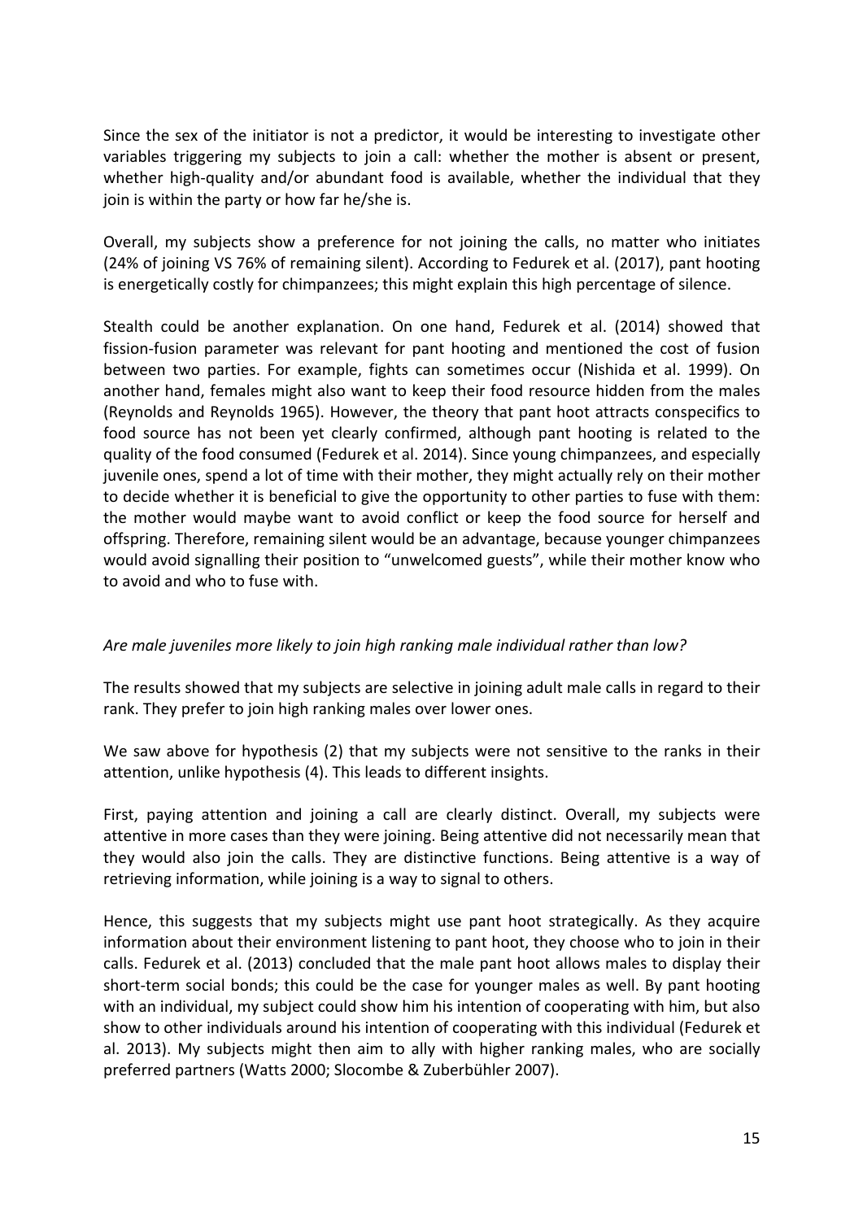Since the sex of the initiator is not a predictor, it would be interesting to investigate other variables triggering my subjects to join a call: whether the mother is absent or present, whether high-quality and/or abundant food is available, whether the individual that they join is within the party or how far he/she is.

Overall, my subjects show a preference for not joining the calls, no matter who initiates (24% of joining VS 76% of remaining silent). According to Fedurek et al. (2017), pant hooting is energetically costly for chimpanzees; this might explain this high percentage of silence.

Stealth could be another explanation. On one hand, Fedurek et al. (2014) showed that fission-fusion parameter was relevant for pant hooting and mentioned the cost of fusion between two parties. For example, fights can sometimes occur (Nishida et al. 1999). On another hand, females might also want to keep their food resource hidden from the males (Reynolds and Reynolds 1965). However, the theory that pant hoot attracts conspecifics to food source has not been yet clearly confirmed, although pant hooting is related to the quality of the food consumed (Fedurek et al. 2014). Since young chimpanzees, and especially juvenile ones, spend a lot of time with their mother, they might actually rely on their mother to decide whether it is beneficial to give the opportunity to other parties to fuse with them: the mother would maybe want to avoid conflict or keep the food source for herself and offspring. Therefore, remaining silent would be an advantage, because younger chimpanzees would avoid signalling their position to "unwelcomed guests", while their mother know who to avoid and who to fuse with.

*Are male juveniles more likely to join high ranking male individual rather than low?*

The results showed that my subjects are selective in joining adult male calls in regard to their rank. They prefer to join high ranking males over lower ones.

We saw above for hypothesis (2) that my subjects were not sensitive to the ranks in their attention, unlike hypothesis (4). This leads to different insights.

First, paying attention and joining a call are clearly distinct. Overall, my subjects were attentive in more cases than they were joining. Being attentive did not necessarily mean that they would also join the calls. They are distinctive functions. Being attentive is a way of retrieving information, while joining is a way to signal to others.

Hence, this suggests that my subjects might use pant hoot strategically. As they acquire information about their environment listening to pant hoot, they choose who to join in their calls. Fedurek et al. (2013) concluded that the male pant hoot allows males to display their short-term social bonds; this could be the case for younger males as well. By pant hooting with an individual, my subject could show him his intention of cooperating with him, but also show to other individuals around his intention of cooperating with this individual (Fedurek et al. 2013). My subjects might then aim to ally with higher ranking males, who are socially preferred partners (Watts 2000; Slocombe & Zuberbühler 2007).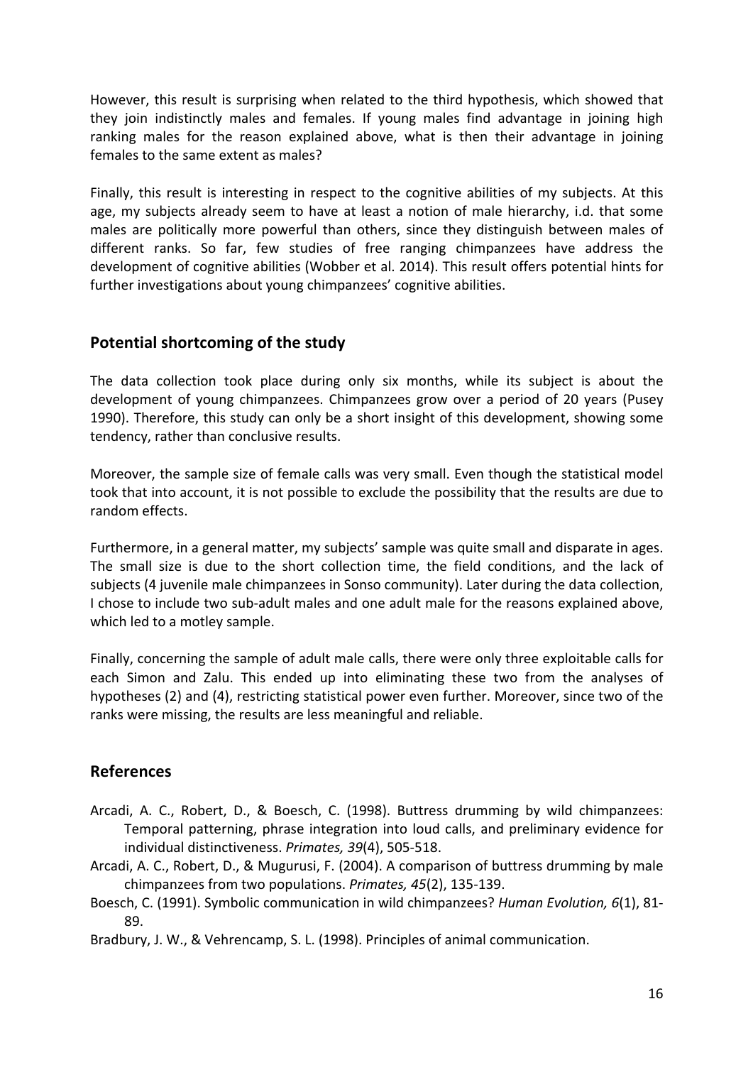However, this result is surprising when related to the third hypothesis, which showed that they join indistinctly males and females. If young males find advantage in joining high ranking males for the reason explained above, what is then their advantage in joining females to the same extent as males?

Finally, this result is interesting in respect to the cognitive abilities of my subjects. At this age, my subjects already seem to have at least a notion of male hierarchy, i.d. that some males are politically more powerful than others, since they distinguish between males of different ranks. So far, few studies of free ranging chimpanzees have address the development of cognitive abilities (Wobber et al. 2014). This result offers potential hints for further investigations about young chimpanzees' cognitive abilities.

## Potential shortcoming of the study

The data collection took place during only six months, while its subject is about the development of young chimpanzees. Chimpanzees grow over a period of 20 years (Pusey 1990). Therefore, this study can only be a short insight of this development, showing some tendency, rather than conclusive results.

Moreover, the sample size of female calls was very small. Even though the statistical model took that into account, it is not possible to exclude the possibility that the results are due to random effects.

Furthermore, in a general matter, my subjects' sample was quite small and disparate in ages. The small size is due to the short collection time, the field conditions, and the lack of subjects (4 juvenile male chimpanzees in Sonso community). Later during the data collection, I chose to include two sub-adult males and one adult male for the reasons explained above, which led to a motley sample.

Finally, concerning the sample of adult male calls, there were only three exploitable calls for each Simon and Zalu. This ended up into eliminating these two from the analyses of hypotheses (2) and (4), restricting statistical power even further. Moreover, since two of the ranks were missing, the results are less meaningful and reliable.

## References

Arcadi, A. C., Robert, D., & Boesch, C. (1998). Buttress drumming by wild chimpanzees: Temporal patterning, phrase integration into loud calls, and preliminary evidence for individual distinctiveness. *Primates, 39*(4), 505-518.

Arcadi, A. C., Robert, D., & Mugurusi, F. (2004). A comparison of buttress drumming by male chimpanzees from two populations. *Primates, 45*(2), 135-139.

Boesch, C. (1991). Symbolic communication in wild chimpanzees? *Human Evolution, 6*(1), 81-89.

Bradbury, J. W., & Vehrencamp, S. L. (1998). Principles of animal communication.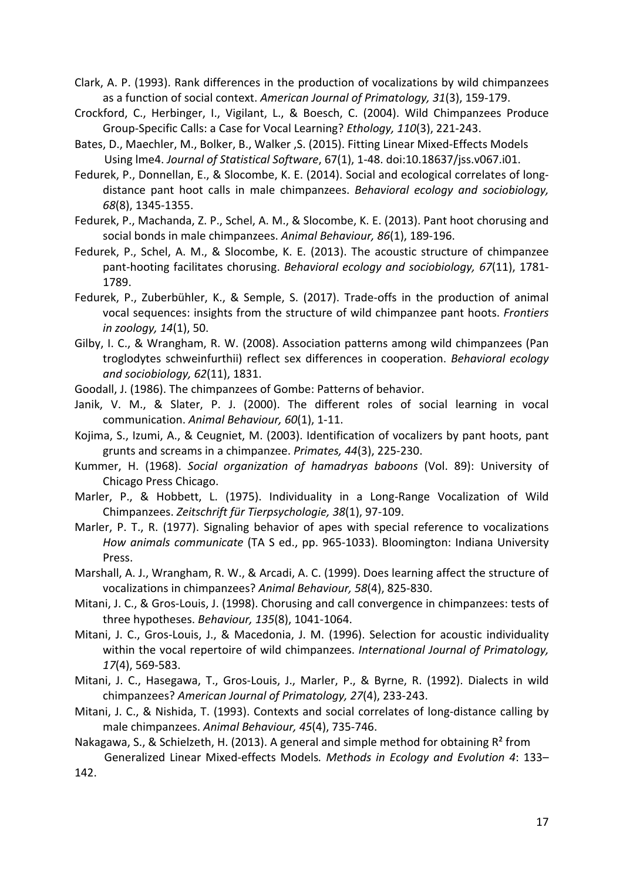Clark, A. P. (1993). Rank differences in the production of vocalizations by wild chimpanzees as a function of social context. *American Journal of Primatology, 31*(3), 159-179.

Crockford, C., Herbinger, I., Vigilant, L., & Boesch, C. (2004). Wild Chimpanzees Produce Group-Specific Calls: a Case for Vocal Learning? *Ethology, 110*(3), 221-243.

Bates, D., Maechler, M., Bolker, B., Walker ,S. (2015). Fitting Linear Mixed-Effects Models Using lme4. *Journal of Statistical Software*, 67(1), 1-48. doi:10.18637/jss.v067.i01.

Fedurek, P., Donnellan, E., & Slocombe, K. E. (2014). Social and ecological correlates of long-distance pant hoot calls in male chimpanzees. *Behavioral ecology and sociobiology, 68*(8), 1345-1355.

Fedurek, P., Machanda, Z. P., Schel, A. M., & Slocombe, K. E. (2013). Pant hoot chorusing and social bonds in male chimpanzees. *Animal Behaviour, 86*(1), 189-196.

Fedurek, P., Schel, A. M., & Slocombe, K. E. (2013). The acoustic structure of chimpanzee pant-hooting facilitates chorusing. *Behavioral ecology and sociobiology, 67*(11), 1781-1789.

Fedurek, P., Zuberbühler, K., & Semple, S. (2017). Trade-offs in the production of animal vocal sequences: insights from the structure of wild chimpanzee pant hoots. *Frontiers in zoology, 14*(1), 50.

Gilby, I. C., & Wrangham, R. W. (2008). Association patterns among wild chimpanzees (Pan troglodytes schweinfurthii) reflect sex differences in cooperation. *Behavioral ecology and sociobiology, 62*(11), 1831.

Goodall, J. (1986). The chimpanzees of Gombe: Patterns of behavior.

Janik, V. M., & Slater, P. J. (2000). The different roles of social learning in vocal communication. *Animal Behaviour, 60*(1), 1-11.

Kojima, S., Izumi, A., & Ceugniet, M. (2003). Identification of vocalizers by pant hoots, pant grunts and screams in a chimpanzee. *Primates, 44*(3), 225-230.

Kummer, H. (1968). *Social organization of hamadryas baboons* (Vol. 89): University of Chicago Press Chicago.

Marler, P., & Hobbett, L. (1975). Individuality in a Long-Range Vocalization of Wild Chimpanzees. *Zeitschrift für Tierpsychologie, 38*(1), 97-109.

Marler, P. T., R. (1977). Signaling behavior of apes with special reference to vocalizations *How animals communicate* (TA S ed., pp. 965-1033). Bloomington: Indiana University Press.

Marshall, A. J., Wrangham, R. W., & Arcadi, A. C. (1999). Does learning affect the structure of vocalizations in chimpanzees? *Animal Behaviour, 58*(4), 825-830.

Mitani, J. C., & Gros-Louis, J. (1998). Chorusing and call convergence in chimpanzees: tests of three hypotheses. *Behaviour, 135*(8), 1041-1064.

Mitani, J. C., Gros-Louis, J., & Macedonia, J. M. (1996). Selection for acoustic individuality within the vocal repertoire of wild chimpanzees. *International Journal of Primatology, 17*(4), 569-583.

Mitani, J. C., Hasegawa, T., Gros-Louis, J., Marler, P., & Byrne, R. (1992). Dialects in wild chimpanzees? *American Journal of Primatology, 27*(4), 233-243.

Mitani, J. C., & Nishida, T. (1993). Contexts and social correlates of long-distance calling by male chimpanzees. *Animal Behaviour, 45*(4), 735-746.

Nakagawa, S., & Schielzeth, H. (2013). A general and simple method for obtaining $R^2$ from Generalized Linear Mixed-effects Models*. Methods in Ecology and Evolution 4*: 133–142.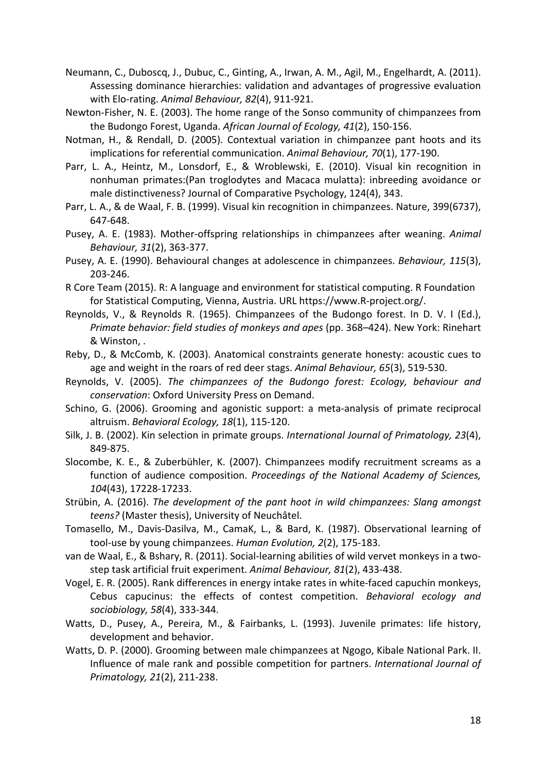Neumann, C., Duboscq, J., Dubuc, C., Ginting, A., Irwan, A. M., Agil, M., Engelhardt, A. (2011). Assessing dominance hierarchies: validation and advantages of progressive evaluation with Elo-rating. *Animal Behaviour, 82*(4), 911-921.

Newton-Fisher, N. E. (2003). The home range of the Sonso community of chimpanzees from the Budongo Forest, Uganda. *African Journal of Ecology, 41*(2), 150-156.

Notman, H., & Rendall, D. (2005). Contextual variation in chimpanzee pant hoots and its implications for referential communication. *Animal Behaviour, 70*(1), 177-190.

Parr, L. A., Heintz, M., Lonsdorf, E., & Wroblewski, E. (2010). Visual kin recognition in nonhuman primates:(Pan troglodytes and Macaca mulatta): inbreeding avoidance or male distinctiveness? Journal of Comparative Psychology, 124(4), 343.

Parr, L. A., & de Waal, F. B. (1999). Visual kin recognition in chimpanzees. Nature, 399(6737), 647-648.

Pusey, A. E. (1983). Mother-offspring relationships in chimpanzees after weaning. *Animal Behaviour, 31*(2), 363-377.

Pusey, A. E. (1990). Behavioural changes at adolescence in chimpanzees. *Behaviour, 115*(3), 203-246.

R Core Team (2015). R: A language and environment for statistical computing. R Foundation for Statistical Computing, Vienna, Austria. URL https://www.R-project.org/.

Reynolds, V., & Reynolds R. (1965). Chimpanzees of the Budongo forest. In D. V. I (Ed.), *Primate behavior: field studies of monkeys and apes* (pp. 368–424). New York: Rinehart & Winston, .

Reby, D., & McComb, K. (2003). Anatomical constraints generate honesty: acoustic cues to age and weight in the roars of red deer stags. *Animal Behaviour, 65*(3), 519-530.

Reynolds, V. (2005). *The chimpanzees of the Budongo forest: Ecology, behaviour and conservation*: Oxford University Press on Demand.

Schino, G. (2006). Grooming and agonistic support: a meta-analysis of primate reciprocal altruism. *Behavioral Ecology, 18*(1), 115-120.

Silk, J. B. (2002). Kin selection in primate groups. *International Journal of Primatology, 23*(4), 849-875.

Slocombe, K. E., & Zuberbühler, K. (2007). Chimpanzees modify recruitment screams as a function of audience composition. *Proceedings of the National Academy of Sciences, 104*(43), 17228-17233.

Strübin, A. (2016). *The development of the pant hoot in wild chimpanzees: Slang amongst teens?* (Master thesis), University of Neuchâtel.

Tomasello, M., Davis-Dasilva, M., CamaK, L., & Bard, K. (1987). Observational learning of tool-use by young chimpanzees. *Human Evolution, 2*(2), 175-183.

van de Waal, E., & Bshary, R. (2011). Social-learning abilities of wild vervet monkeys in a two-step task artificial fruit experiment. *Animal Behaviour, 81*(2), 433-438.

Vogel, E. R. (2005). Rank differences in energy intake rates in white-faced capuchin monkeys, Cebus capucinus: the effects of contest competition. *Behavioral ecology and sociobiology, 58*(4), 333-344.

Watts, D., Pusey, A., Pereira, M., & Fairbanks, L. (1993). Juvenile primates: life history, development and behavior.

Watts, D. P. (2000). Grooming between male chimpanzees at Ngogo, Kibale National Park. II. Influence of male rank and possible competition for partners. *International Journal of Primatology, 21*(2), 211-238.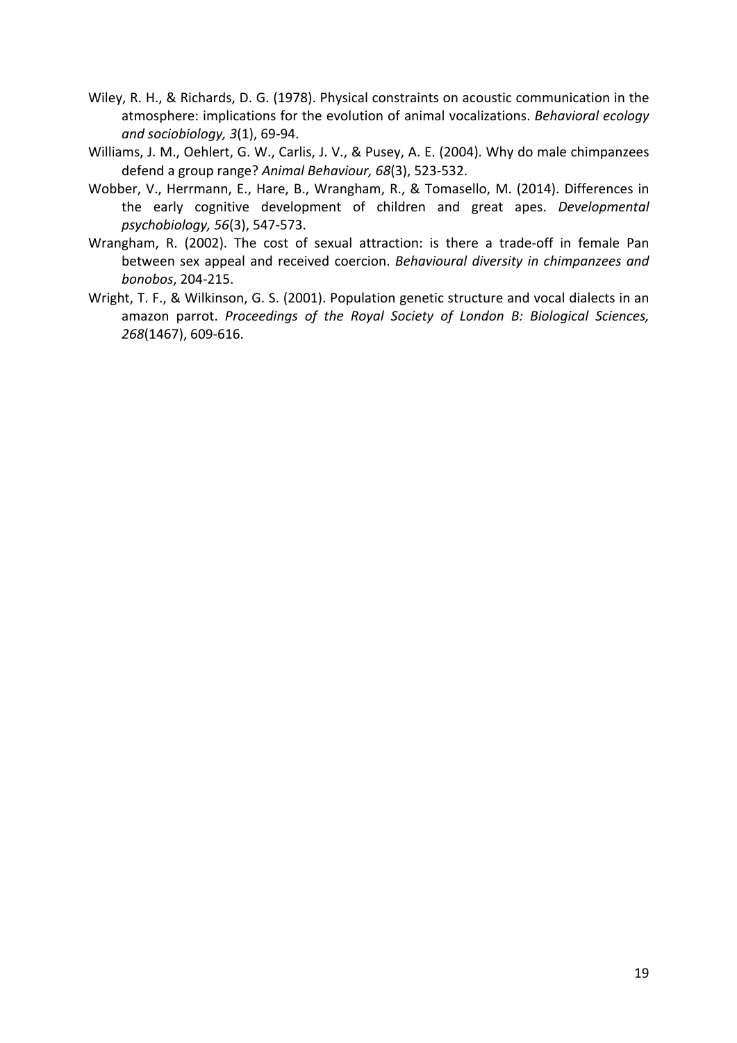Wiley, R. H., & Richards, D. G. (1978). Physical constraints on acoustic communication in the atmosphere: implications for the evolution of animal vocalizations. *Behavioral ecology and sociobiology, 3*(1), 69-94.

Williams, J. M., Oehlert, G. W., Carlis, J. V., & Pusey, A. E. (2004). Why do male chimpanzees defend a group range? *Animal Behaviour, 68*(3), 523-532.

Wobber, V., Herrmann, E., Hare, B., Wrangham, R., & Tomasello, M. (2014). Differences in the early cognitive development of children and great apes. *Developmental psychobiology, 56*(3), 547-573.

Wrangham, R. (2002). The cost of sexual attraction: is there a trade-off in female Pan between sex appeal and received coercion. *Behavioural diversity in chimpanzees and bonobos*, 204-215.

Wright, T. F., & Wilkinson, G. S. (2001). Population genetic structure and vocal dialects in an amazon parrot. *Proceedings of the Royal Society of London B: Biological Sciences, 268*(1467), 609-616.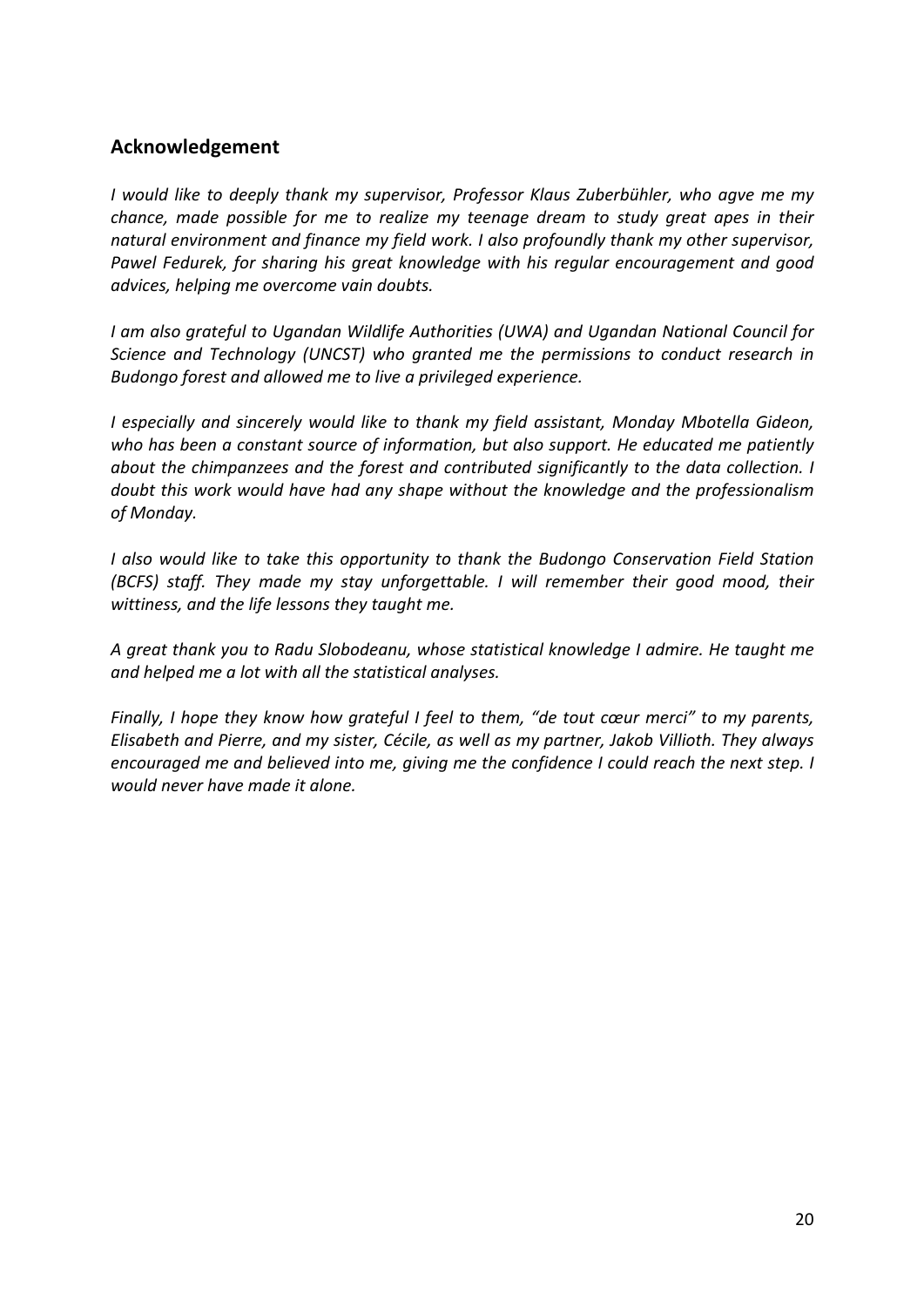## Acknowledgement

*I would like to deeply thank my supervisor, Professor Klaus Zuberbühler, who agve me my chance, made possible for me to realize my teenage dream to study great apes in their natural environment and finance my field work. I also profoundly thank my other supervisor, Pawel Fedurek, for sharing his great knowledge with his regular encouragement and good advices, helping me overcome vain doubts.*

*I am also grateful to Ugandan Wildlife Authorities (UWA) and Ugandan National Council for Science and Technology (UNCST) who granted me the permissions to conduct research in Budongo forest and allowed me to live a privileged experience.*

*I especially and sincerely would like to thank my field assistant, Monday Mbotella Gideon, who has been a constant source of information, but also support. He educated me patiently about the chimpanzees and the forest and contributed significantly to the data collection. I doubt this work would have had any shape without the knowledge and the professionalism of Monday.*

*I also would like to take this opportunity to thank the Budongo Conservation Field Station (BCFS) staff. They made my stay unforgettable. I will remember their good mood, their wittiness, and the life lessons they taught me.*

*A great thank you to Radu Slobodeanu, whose statistical knowledge I admire. He taught me and helped me a lot with all the statistical analyses.*

*Finally, I hope they know how grateful I feel to them, "de tout cœur merci" to my parents, Elisabeth and Pierre, and my sister, Cécile, as well as my partner, Jakob Villioth. They always encouraged me and believed into me, giving me the confidence I could reach the next step. I would never have made it alone.*